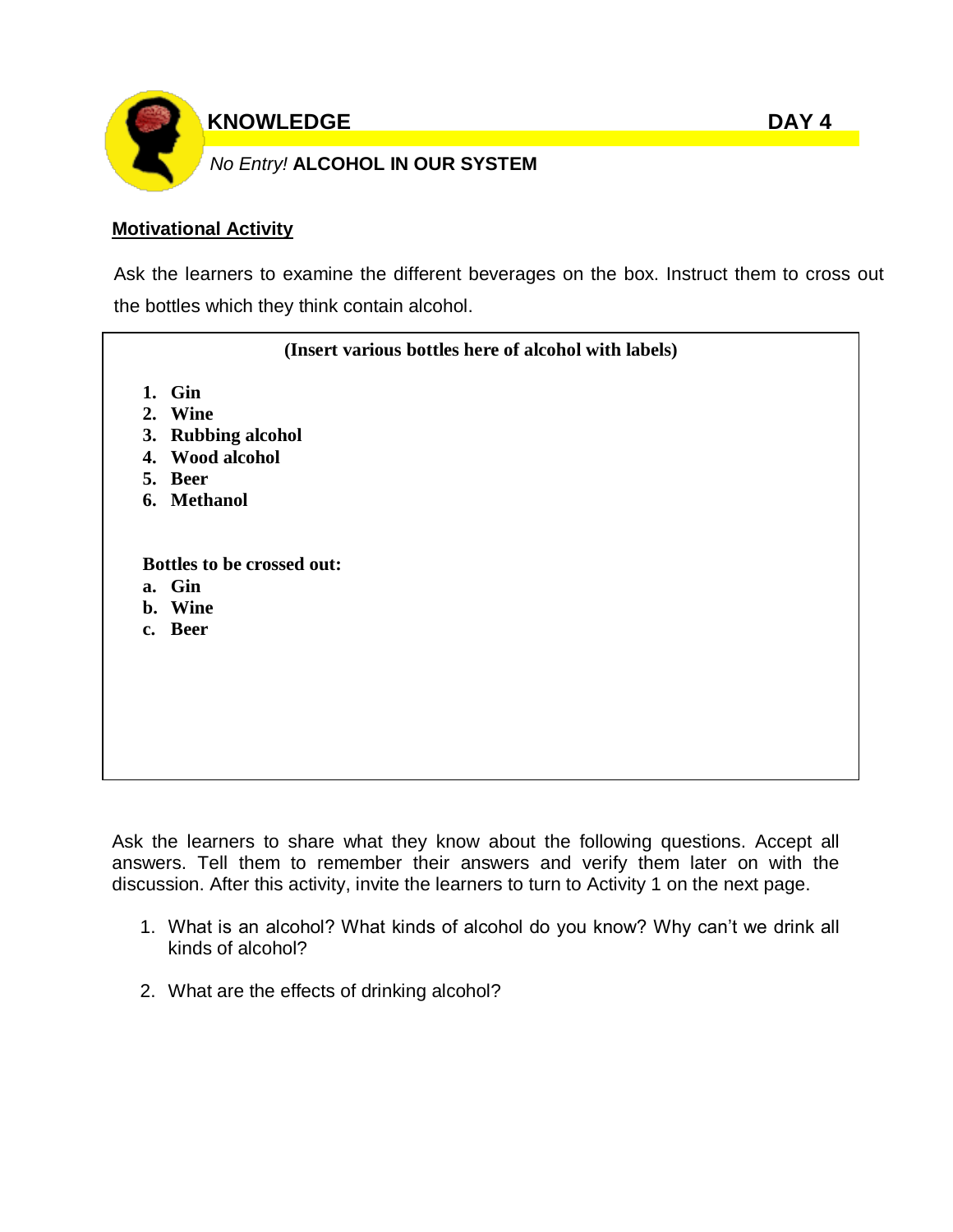## KNOWLEDGE DAY 4

*No Entry!* **ALCOHOL IN OUR SYSTEM**

**Motivational Activity**

Ask the learners to examine the different beverages on the box. Instruct them to cross out the bottles which they think contain alcohol.

**(Insert various bottles here of alcohol with labels)**

1. **Gin**
2. **Wine**
3. **Rubbing alcohol**
4. **Wood alcohol**
5. **Beer**
6. **Methanol**

**Bottles to be crossed out:**

a. **Gin**
b. **Wine**
c. **Beer**

Ask the learners to share what they know about the following questions. Accept all answers. Tell them to remember their answers and verify them later on with the discussion. After this activity, invite the learners to turn to Activity 1 on the next page.

1. What is an alcohol? What kinds of alcohol do you know? Why can't we drink all kinds of alcohol?

2. What are the effects of drinking alcohol?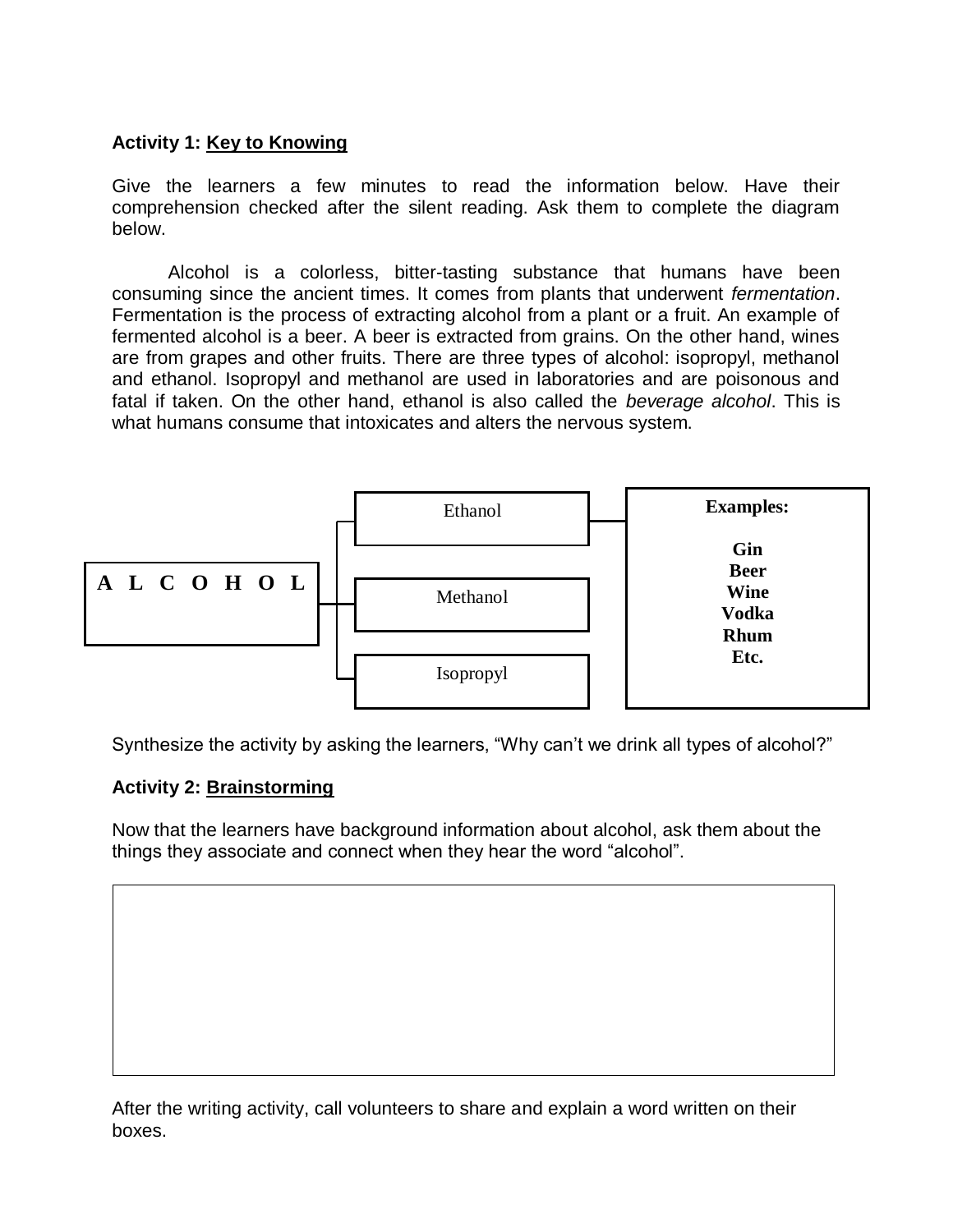**Activity 1: Key to Knowing**

Give the learners a few minutes to read the information below. Have their comprehension checked after the silent reading. Ask them to complete the diagram below.

Alcohol is a colorless, bitter-tasting substance that humans have been consuming since the ancient times. It comes from plants that underwent *fermentation*. Fermentation is the process of extracting alcohol from a plant or a fruit. An example of fermented alcohol is a beer. A beer is extracted from grains. On the other hand, wines are from grapes and other fruits. There are three types of alcohol: isopropyl, methanol and ethanol. Isopropyl and methanol are used in laboratories and are poisonous and fatal if taken. On the other hand, ethanol is also called the *beverage alcohol*. This is what humans consume that intoxicates and alters the nervous system.

**A L C O H O L**

- Ethanol — **Examples:** **Gin**, **Beer**, **Wine**, **Vodka**, **Rhum**, **Etc.**
- Methanol
- Isopropyl

Synthesize the activity by asking the learners, "Why can't we drink all types of alcohol?"

**Activity 2: Brainstorming**

Now that the learners have background information about alcohol, ask them about the things they associate and connect when they hear the word "alcohol".

After the writing activity, call volunteers to share and explain a word written on their boxes.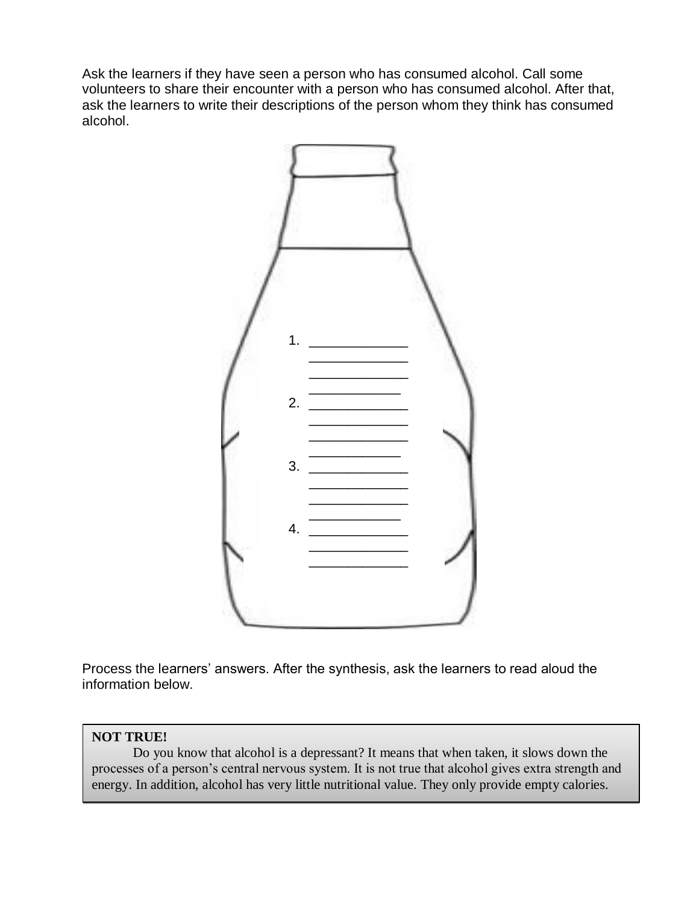Ask the learners if they have seen a person who has consumed alcohol. Call some volunteers to share their encounter with a person who has consumed alcohol. After that, ask the learners to write their descriptions of the person whom they think has consumed alcohol.

1. _____________
   _____________
   _____________
   ____________
2. _____________
   _____________
   _____________
   ____________
3. _____________
   _____________
   _____________
   ____________
4. _____________
   _____________
   _____________

Process the learners' answers. After the synthesis, ask the learners to read aloud the information below.

> **NOT TRUE!**
>
> Do you know that alcohol is a depressant? It means that when taken, it slows down the processes of a person's central nervous system. It is not true that alcohol gives extra strength and energy. In addition, alcohol has very little nutritional value. They only provide empty calories.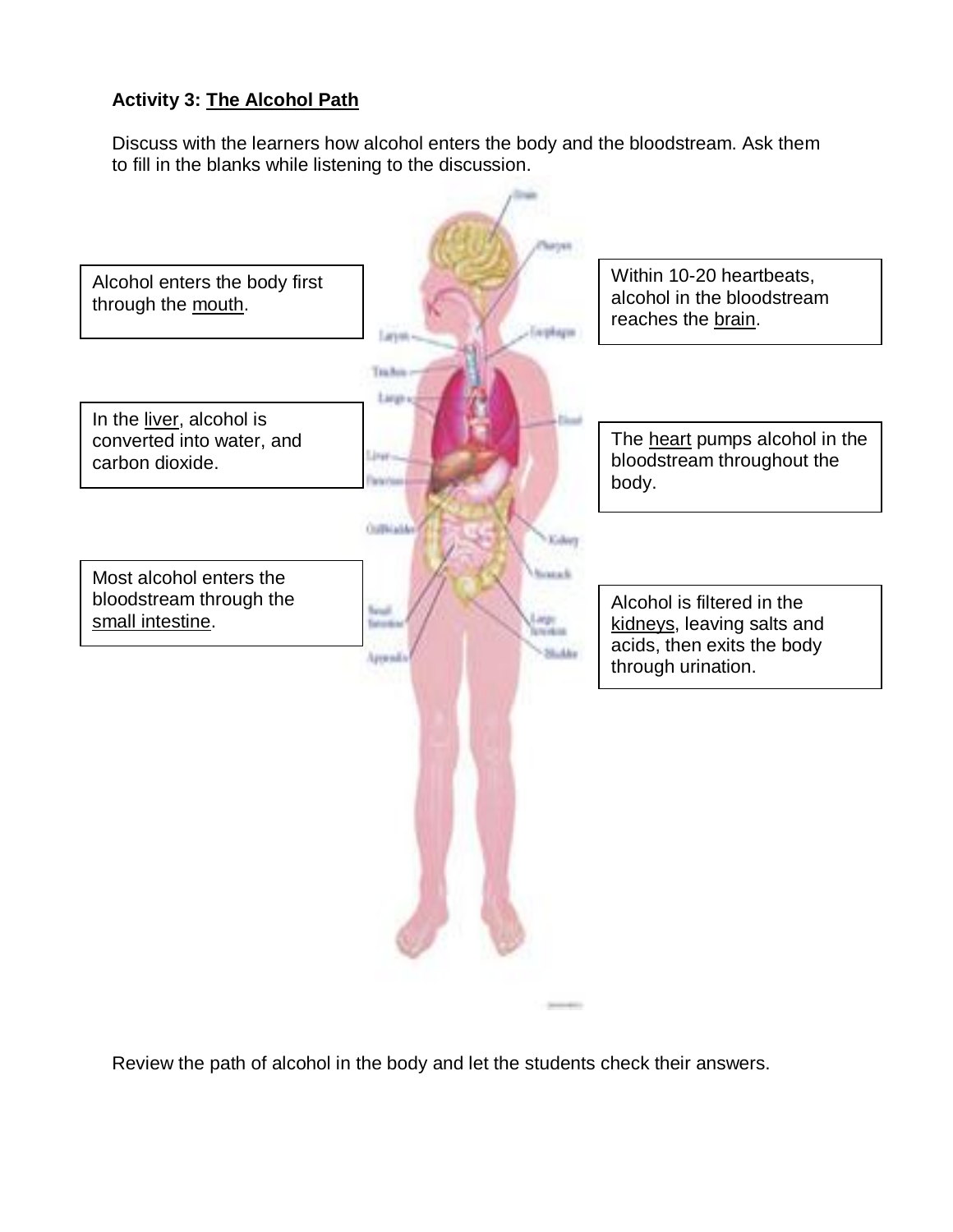**Activity 3: The Alcohol Path**

Discuss with the learners how alcohol enters the body and the bloodstream. Ask them to fill in the blanks while listening to the discussion.

Alcohol enters the body first through the mouth.

In the liver, alcohol is converted into water, and carbon dioxide.

Most alcohol enters the bloodstream through the small intestine.

Within 10-20 heartbeats, alcohol in the bloodstream reaches the brain.

The heart pumps alcohol in the bloodstream throughout the body.

Alcohol is filtered in the kidneys, leaving salts and acids, then exits the body through urination.

Review the path of alcohol in the body and let the students check their answers.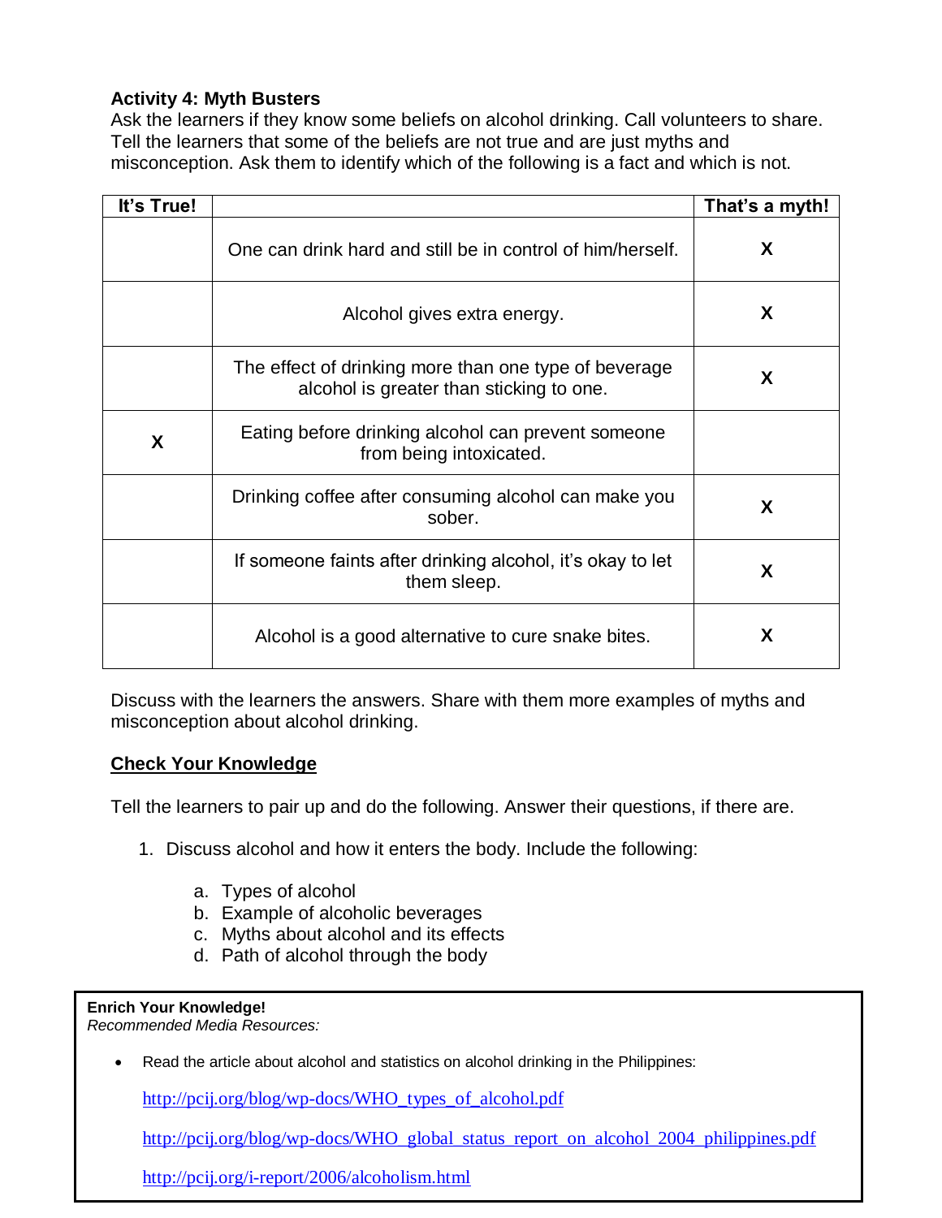**Activity 4: Myth Busters**

Ask the learners if they know some beliefs on alcohol drinking. Call volunteers to share. Tell the learners that some of the beliefs are not true and are just myths and misconception. Ask them to identify which of the following is a fact and which is not.

| It's True! | | That's a myth! |
|---|---|---|
| | One can drink hard and still be in control of him/herself. | X |
| | Alcohol gives extra energy. | X |
| | The effect of drinking more than one type of beverage alcohol is greater than sticking to one. | X |
| X | Eating before drinking alcohol can prevent someone from being intoxicated. | |
| | Drinking coffee after consuming alcohol can make you sober. | X |
| | If someone faints after drinking alcohol, it's okay to let them sleep. | X |
| | Alcohol is a good alternative to cure snake bites. | X |

Discuss with the learners the answers. Share with them more examples of myths and misconception about alcohol drinking.

**<u>Check Your Knowledge</u>**

Tell the learners to pair up and do the following. Answer their questions, if there are.

1. Discuss alcohol and how it enters the body. Include the following:

    a. Types of alcohol
    b. Example of alcoholic beverages
    c. Myths about alcohol and its effects
    d. Path of alcohol through the body

**Enrich Your Knowledge!**
*Recommended Media Resources:*

- Read the article about alcohol and statistics on alcohol drinking in the Philippines:

  http://pcij.org/blog/wp-docs/WHO_types_of_alcohol.pdf

  http://pcij.org/blog/wp-docs/WHO_global_status_report_on_alcohol_2004_philippines.pdf

  http://pcij.org/i-report/2006/alcoholism.html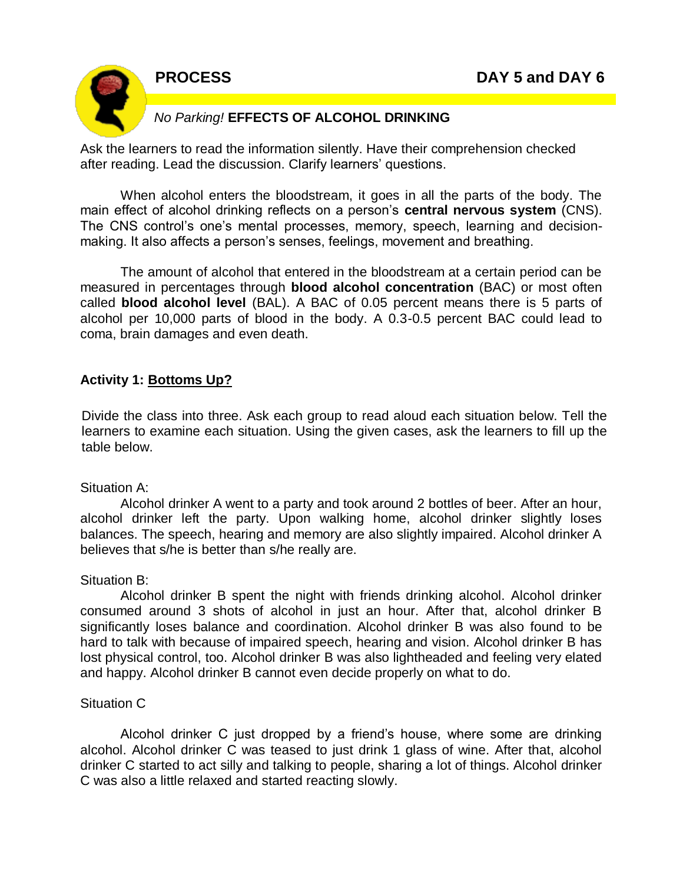## PROCESS — DAY 5 and DAY 6

### *No Parking!* EFFECTS OF ALCOHOL DRINKING

Ask the learners to read the information silently. Have their comprehension checked after reading. Lead the discussion. Clarify learners' questions.

When alcohol enters the bloodstream, it goes in all the parts of the body. The main effect of alcohol drinking reflects on a person's **central nervous system** (CNS). The CNS control's one's mental processes, memory, speech, learning and decision-making. It also affects a person's senses, feelings, movement and breathing.

The amount of alcohol that entered in the bloodstream at a certain period can be measured in percentages through **blood alcohol concentration** (BAC) or most often called **blood alcohol level** (BAL). A BAC of 0.05 percent means there is 5 parts of alcohol per 10,000 parts of blood in the body. A 0.3-0.5 percent BAC could lead to coma, brain damages and even death.

**Activity 1: Bottoms Up?**

Divide the class into three. Ask each group to read aloud each situation below. Tell the learners to examine each situation. Using the given cases, ask the learners to fill up the table below.

Situation A:

Alcohol drinker A went to a party and took around 2 bottles of beer. After an hour, alcohol drinker left the party. Upon walking home, alcohol drinker slightly loses balances. The speech, hearing and memory are also slightly impaired. Alcohol drinker A believes that s/he is better than s/he really are.

Situation B:

Alcohol drinker B spent the night with friends drinking alcohol. Alcohol drinker consumed around 3 shots of alcohol in just an hour. After that, alcohol drinker B significantly loses balance and coordination. Alcohol drinker B was also found to be hard to talk with because of impaired speech, hearing and vision. Alcohol drinker B has lost physical control, too. Alcohol drinker B was also lightheaded and feeling very elated and happy. Alcohol drinker B cannot even decide properly on what to do.

Situation C

Alcohol drinker C just dropped by a friend's house, where some are drinking alcohol. Alcohol drinker C was teased to just drink 1 glass of wine. After that, alcohol drinker C started to act silly and talking to people, sharing a lot of things. Alcohol drinker C was also a little relaxed and started reacting slowly.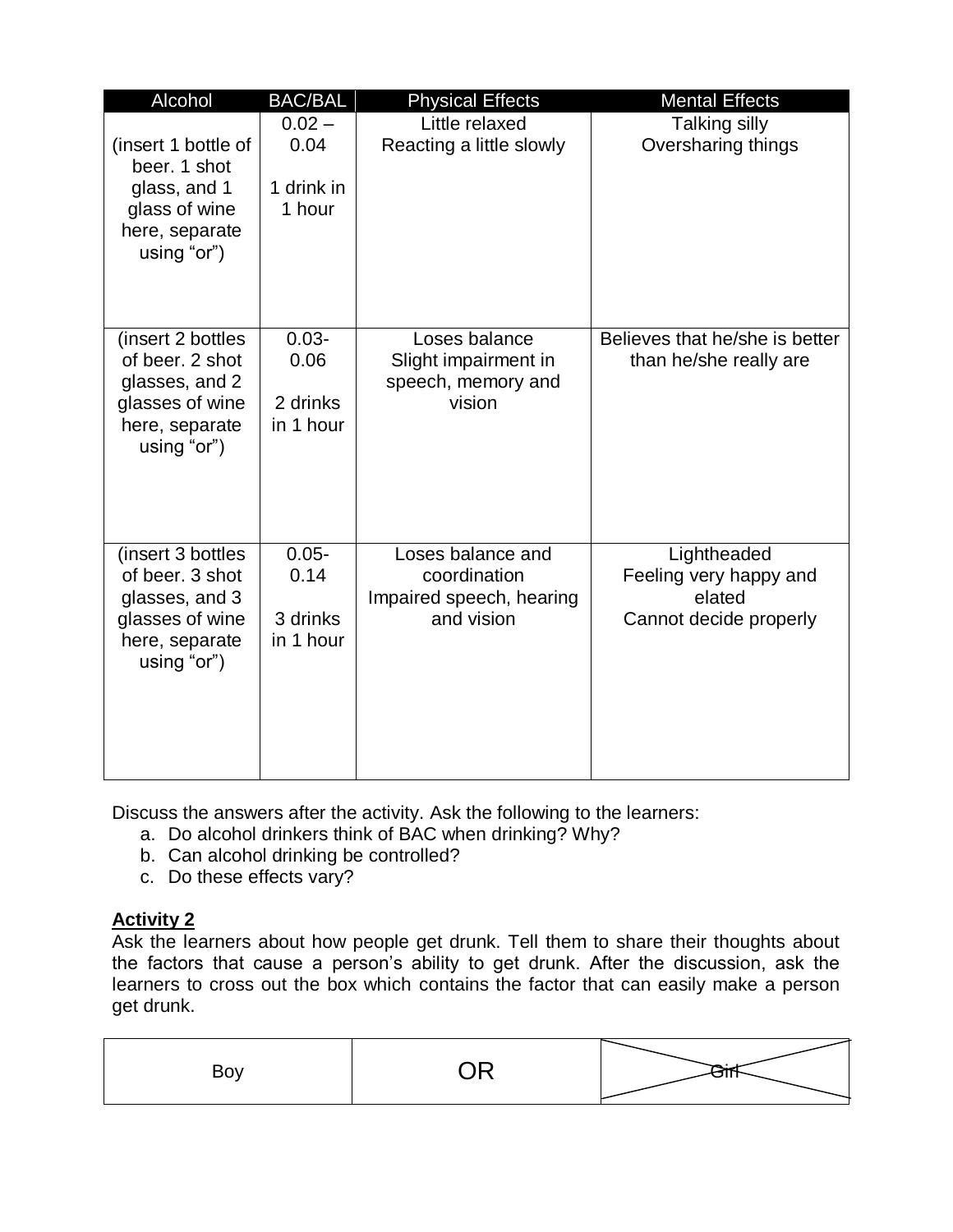| Alcohol | BAC/BAL | Physical Effects | Mental Effects |
|---|---|---|---|
| (insert 1 bottle of beer. 1 shot glass, and 1 glass of wine here, separate using "or") | 0.02 – 0.04<br><br>1 drink in 1 hour | Little relaxed<br>Reacting a little slowly | Talking silly<br>Oversharing things |
| (insert 2 bottles of beer. 2 shot glasses, and 2 glasses of wine here, separate using "or") | 0.03-0.06<br><br>2 drinks in 1 hour | Loses balance<br>Slight impairment in speech, memory and vision | Believes that he/she is better than he/she really are |
| (insert 3 bottles of beer. 3 shot glasses, and 3 glasses of wine here, separate using "or") | 0.05-0.14<br><br>3 drinks in 1 hour | Loses balance and coordination<br>Impaired speech, hearing and vision | Lightheaded<br>Feeling very happy and elated<br>Cannot decide properly |

Discuss the answers after the activity. Ask the following to the learners:

a. Do alcohol drinkers think of BAC when drinking? Why?
b. Can alcohol drinking be controlled?
c. Do these effects vary?

**Activity 2**

Ask the learners about how people get drunk. Tell them to share their thoughts about the factors that cause a person's ability to get drunk. After the discussion, ask the learners to cross out the box which contains the factor that can easily make a person get drunk.

| Boy | OR | ~~Girl~~ |
|---|---|---|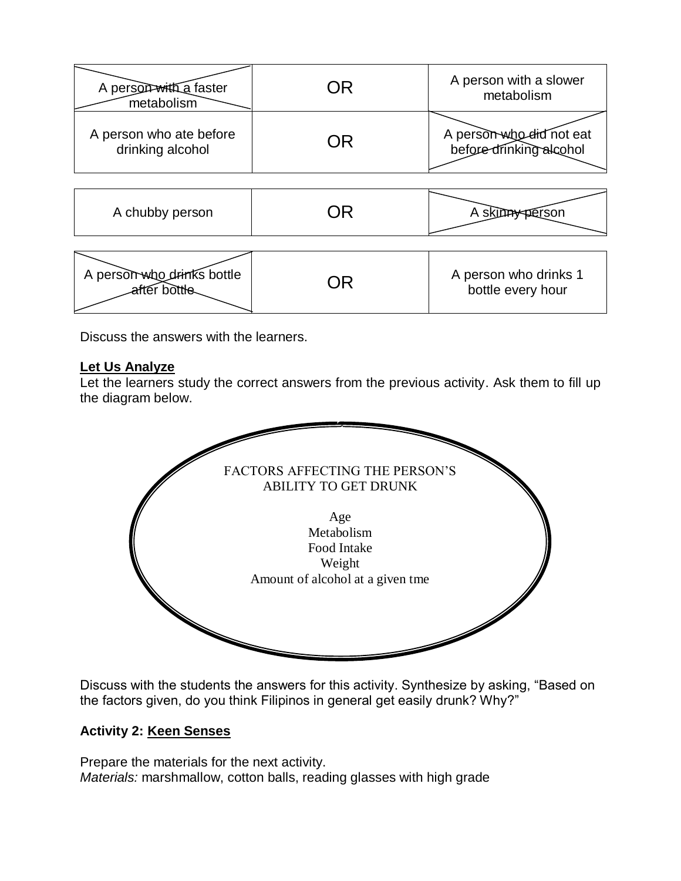| ~~A person with a faster metabolism~~ | OR | A person with a slower metabolism |
|---|---|---|
| A person who ate before drinking alcohol | OR | ~~A person who did not eat before drinking alcohol~~ |

| A chubby person | OR | ~~A skinny person~~ |
|---|---|---|

| ~~A person who drinks bottle after bottle~~ | OR | A person who drinks 1 bottle every hour |
|---|---|---|

Discuss the answers with the learners.

**Let Us Analyze**

Let the learners study the correct answers from the previous activity. Ask them to fill up the diagram below.

FACTORS AFFECTING THE PERSON'S ABILITY TO GET DRUNK

Age
Metabolism
Food Intake
Weight
Amount of alcohol at a given tme

Discuss with the students the answers for this activity. Synthesize by asking, "Based on the factors given, do you think Filipinos in general get easily drunk? Why?"

**Activity 2: Keen Senses**

Prepare the materials for the next activity.

*Materials:* marshmallow, cotton balls, reading glasses with high grade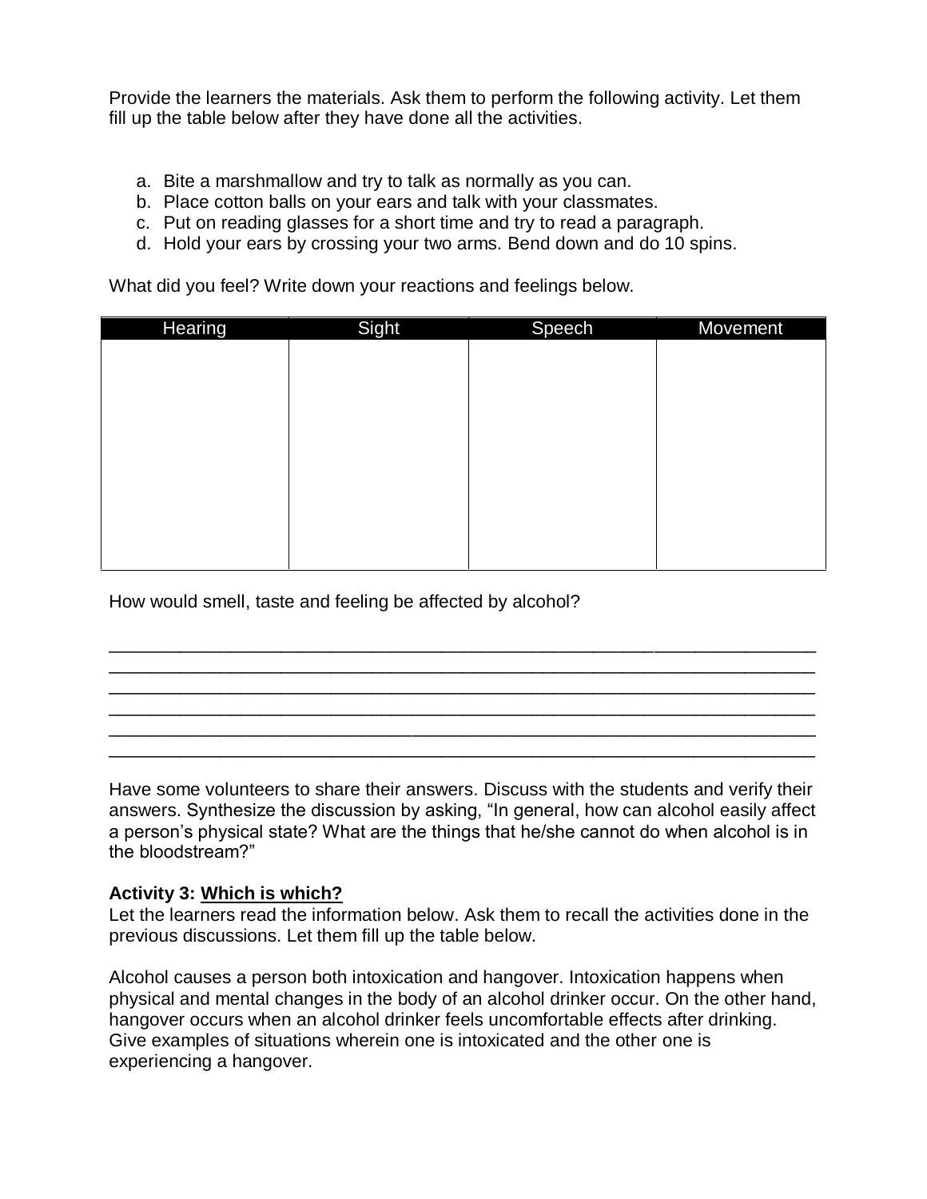Provide the learners the materials. Ask them to perform the following activity. Let them fill up the table below after they have done all the activities.

a. Bite a marshmallow and try to talk as normally as you can.
b. Place cotton balls on your ears and talk with your classmates.
c. Put on reading glasses for a short time and try to read a paragraph.
d. Hold your ears by crossing your two arms. Bend down and do 10 spins.

What did you feel? Write down your reactions and feelings below.

| Hearing | Sight | Speech | Movement |
|---|---|---|---|
| | | | |

How would smell, taste and feeling be affected by alcohol?

___________________________________________________________________________
___________________________________________________________________________
___________________________________________________________________________
___________________________________________________________________________
___________________________________________________________________________
___________________________________________________________________________

Have some volunteers to share their answers. Discuss with the students and verify their answers. Synthesize the discussion by asking, "In general, how can alcohol easily affect a person's physical state? What are the things that he/she cannot do when alcohol is in the bloodstream?"

**Activity 3: <u>Which is which?</u>**

Let the learners read the information below. Ask them to recall the activities done in the previous discussions. Let them fill up the table below.

Alcohol causes a person both intoxication and hangover. Intoxication happens when physical and mental changes in the body of an alcohol drinker occur. On the other hand, hangover occurs when an alcohol drinker feels uncomfortable effects after drinking. Give examples of situations wherein one is intoxicated and the other one is experiencing a hangover.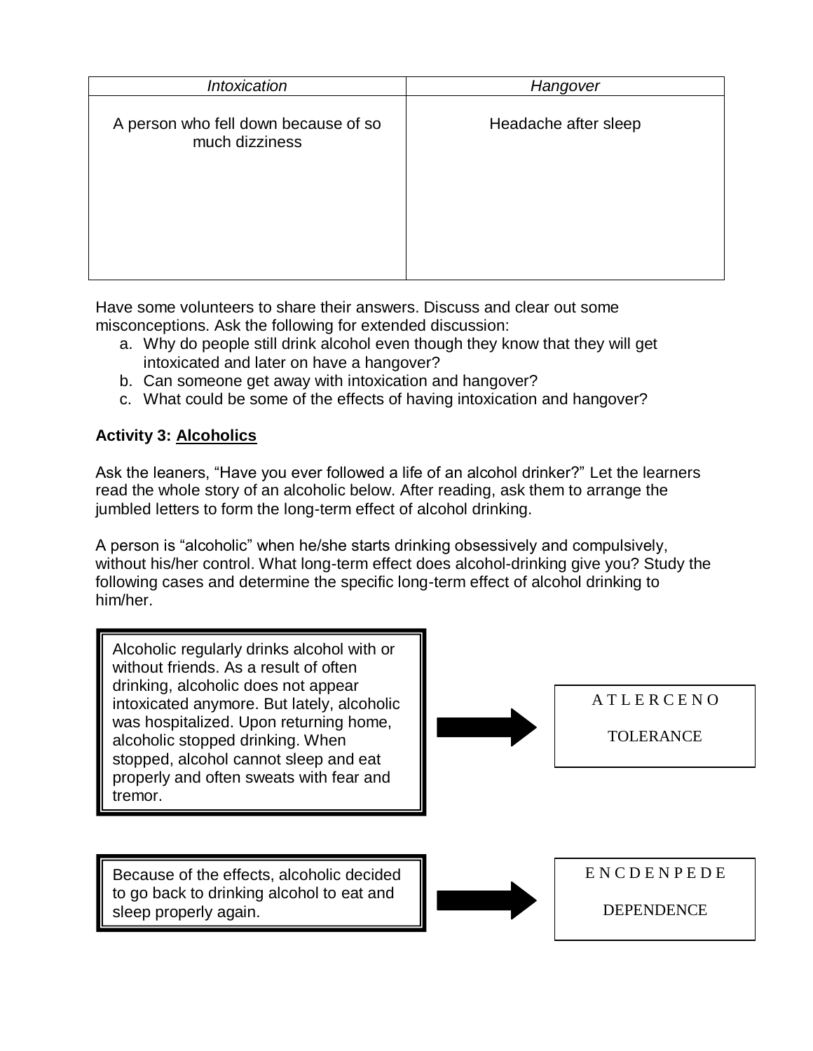| *Intoxication* | *Hangover* |
|---|---|
| A person who fell down because of so much dizziness | Headache after sleep |

Have some volunteers to share their answers. Discuss and clear out some misconceptions. Ask the following for extended discussion:

a. Why do people still drink alcohol even though they know that they will get intoxicated and later on have a hangover?
b. Can someone get away with intoxication and hangover?
c. What could be some of the effects of having intoxication and hangover?

**Activity 3: <u>Alcoholics</u>**

Ask the leaners, "Have you ever followed a life of an alcohol drinker?" Let the learners read the whole story of an alcoholic below. After reading, ask them to arrange the jumbled letters to form the long-term effect of alcohol drinking.

A person is "alcoholic" when he/she starts drinking obsessively and compulsively, without his/her control. What long-term effect does alcohol-drinking give you? Study the following cases and determine the specific long-term effect of alcohol drinking to him/her.

Alcoholic regularly drinks alcohol with or without friends. As a result of often drinking, alcoholic does not appear intoxicated anymore. But lately, alcoholic was hospitalized. Upon returning home, alcoholic stopped drinking. When stopped, alcohol cannot sleep and eat properly and often sweats with fear and tremor.

→

A T L E R C E N O

TOLERANCE

Because of the effects, alcoholic decided to go back to drinking alcohol to eat and sleep properly again.

→

E N C D E N P E D E

DEPENDENCE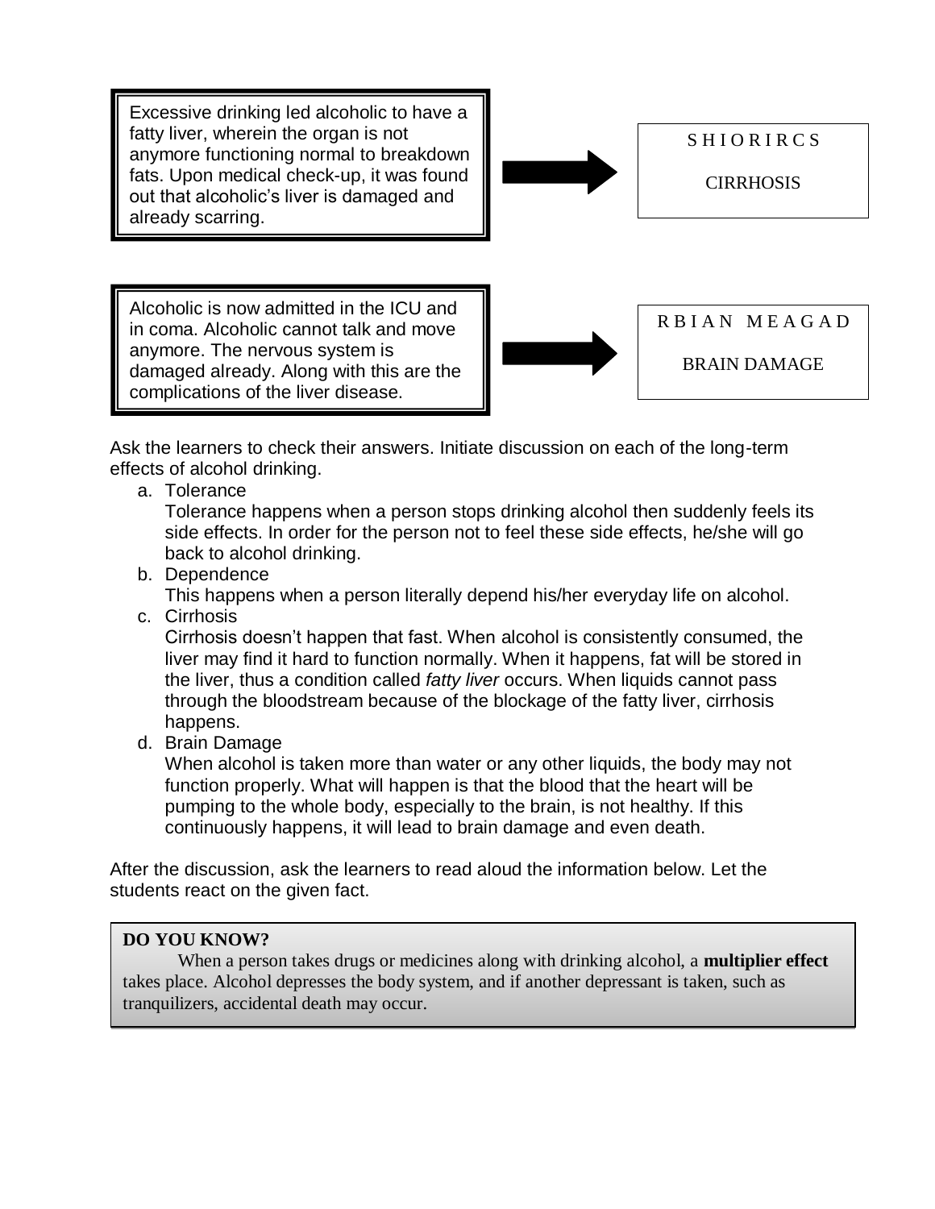Excessive drinking led alcoholic to have a fatty liver, wherein the organ is not anymore functioning normal to breakdown fats. Upon medical check-up, it was found out that alcoholic's liver is damaged and already scarring.

S H I O R I R C S

CIRRHOSIS

Alcoholic is now admitted in the ICU and in coma. Alcoholic cannot talk and move anymore. The nervous system is damaged already. Along with this are the complications of the liver disease.

R B I A N M E A G A D

BRAIN DAMAGE

Ask the learners to check their answers. Initiate discussion on each of the long-term effects of alcohol drinking.

a. Tolerance
   Tolerance happens when a person stops drinking alcohol then suddenly feels its side effects. In order for the person not to feel these side effects, he/she will go back to alcohol drinking.
b. Dependence
   This happens when a person literally depend his/her everyday life on alcohol.
c. Cirrhosis
   Cirrhosis doesn't happen that fast. When alcohol is consistently consumed, the liver may find it hard to function normally. When it happens, fat will be stored in the liver, thus a condition called *fatty liver* occurs. When liquids cannot pass through the bloodstream because of the blockage of the fatty liver, cirrhosis happens.
d. Brain Damage
   When alcohol is taken more than water or any other liquids, the body may not function properly. What will happen is that the blood that the heart will be pumping to the whole body, especially to the brain, is not healthy. If this continuously happens, it will lead to brain damage and even death.

After the discussion, ask the learners to read aloud the information below. Let the students react on the given fact.

**DO YOU KNOW?**

When a person takes drugs or medicines along with drinking alcohol, a **multiplier effect** takes place. Alcohol depresses the body system, and if another depressant is taken, such as tranquilizers, accidental death may occur.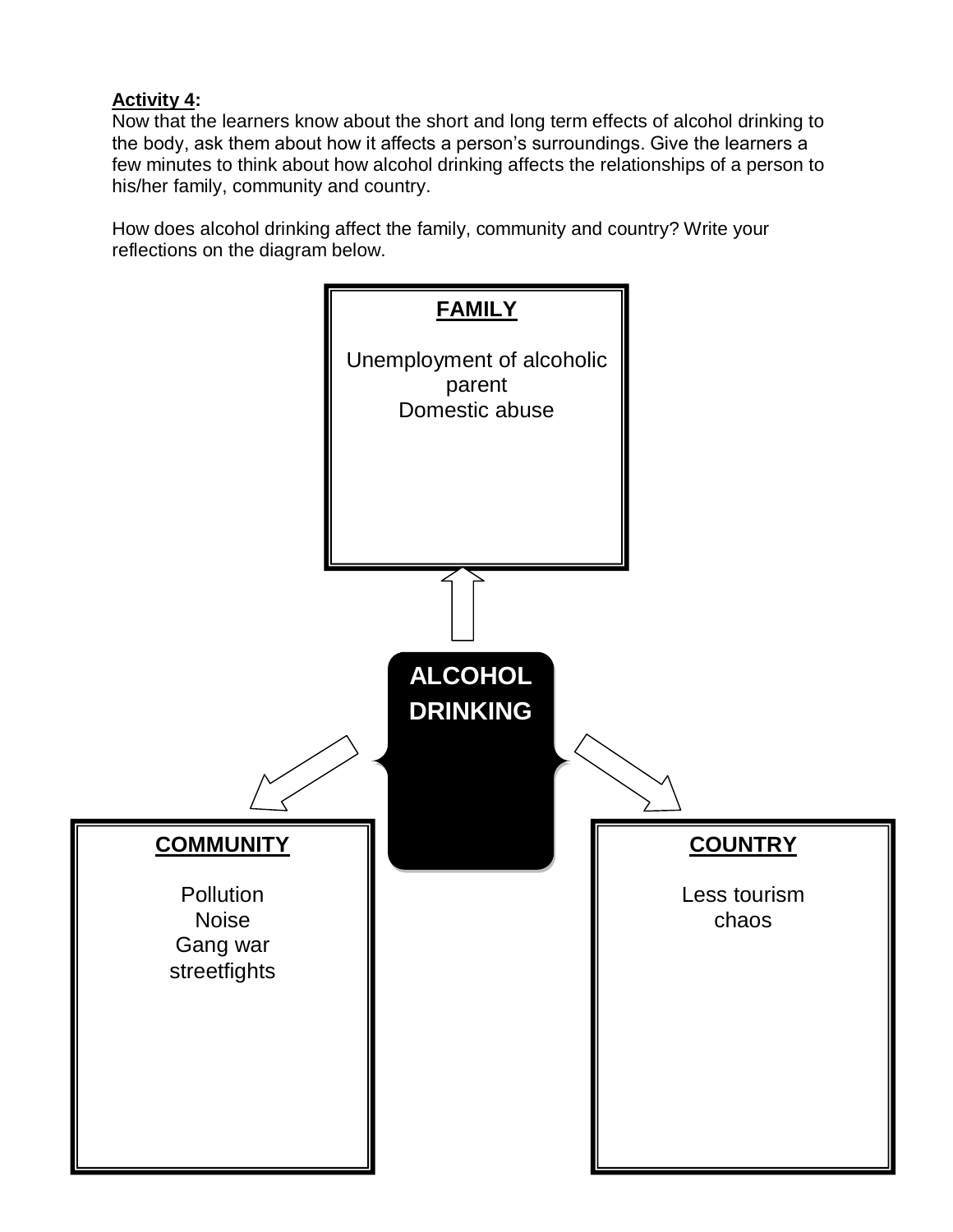**Activity 4:**

Now that the learners know about the short and long term effects of alcohol drinking to the body, ask them about how it affects a person's surroundings. Give the learners a few minutes to think about how alcohol drinking affects the relationships of a person to his/her family, community and country.

How does alcohol drinking affect the family, community and country? Write your reflections on the diagram below.

**ALCOHOL DRINKING**

**FAMILY**

Unemployment of alcoholic parent
Domestic abuse

**COMMUNITY**

Pollution
Noise
Gang war
streetfights

**COUNTRY**

Less tourism
chaos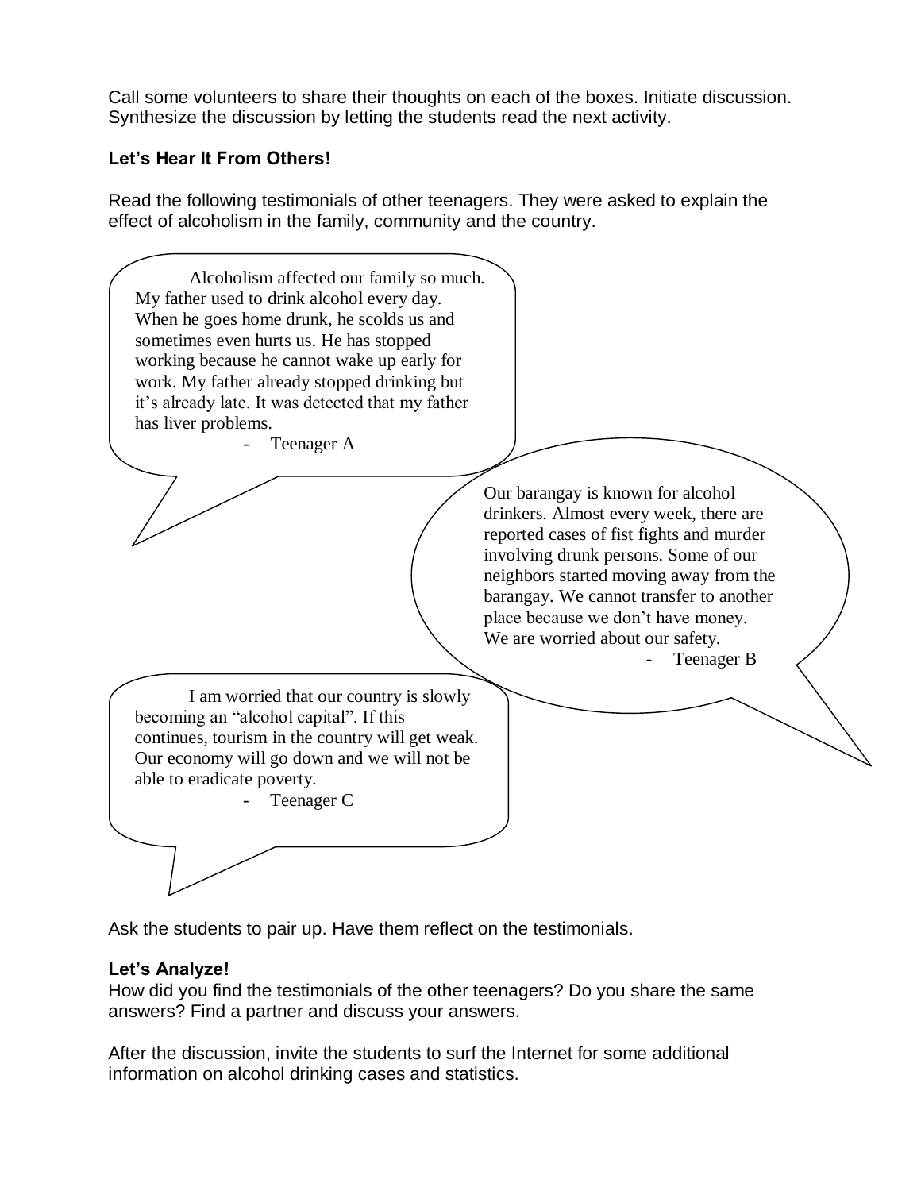Call some volunteers to share their thoughts on each of the boxes. Initiate discussion. Synthesize the discussion by letting the students read the next activity.

**Let's Hear It From Others!**

Read the following testimonials of other teenagers. They were asked to explain the effect of alcoholism in the family, community and the country.

Alcoholism affected our family so much. My father used to drink alcohol every day. When he goes home drunk, he scolds us and sometimes even hurts us. He has stopped working because he cannot wake up early for work. My father already stopped drinking but it's already late. It was detected that my father has liver problems.

- Teenager A

Our barangay is known for alcohol drinkers. Almost every week, there are reported cases of fist fights and murder involving drunk persons. Some of our neighbors started moving away from the barangay. We cannot transfer to another place because we don't have money. We are worried about our safety.

- Teenager B

I am worried that our country is slowly becoming an "alcohol capital". If this continues, tourism in the country will get weak. Our economy will go down and we will not be able to eradicate poverty.

- Teenager C

Ask the students to pair up. Have them reflect on the testimonials.

**Let's Analyze!**

How did you find the testimonials of the other teenagers? Do you share the same answers? Find a partner and discuss your answers.

After the discussion, invite the students to surf the Internet for some additional information on alcohol drinking cases and statistics.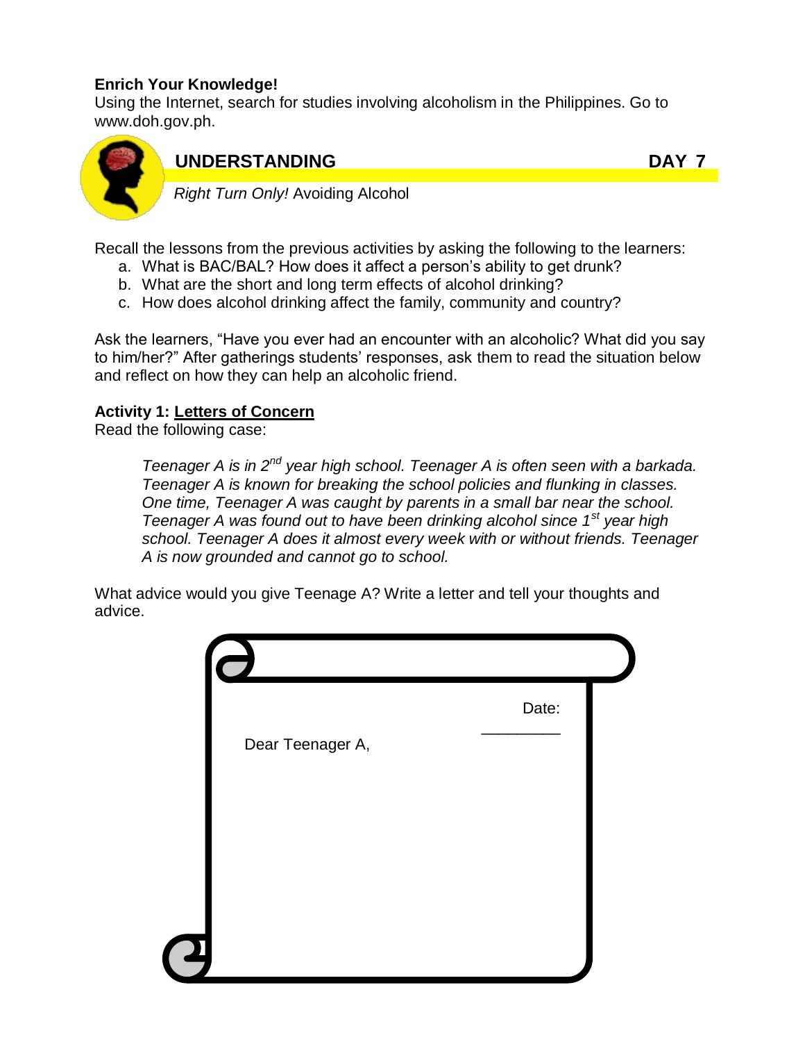**Enrich Your Knowledge!**
Using the Internet, search for studies involving alcoholism in the Philippines. Go to www.doh.gov.ph.

## UNDERSTANDING — DAY 7

*Right Turn Only!* Avoiding Alcohol

Recall the lessons from the previous activities by asking the following to the learners:

a. What is BAC/BAL? How does it affect a person's ability to get drunk?
b. What are the short and long term effects of alcohol drinking?
c. How does alcohol drinking affect the family, community and country?

Ask the learners, "Have you ever had an encounter with an alcoholic? What did you say to him/her?" After gatherings students' responses, ask them to read the situation below and reflect on how they can help an alcoholic friend.

**Activity 1: Letters of Concern**
Read the following case:

> *Teenager A is in 2nd year high school. Teenager A is often seen with a barkada. Teenager A is known for breaking the school policies and flunking in classes. One time, Teenager A was caught by parents in a small bar near the school. Teenager A was found out to have been drinking alcohol since 1st year high school. Teenager A does it almost every week with or without friends. Teenager A is now grounded and cannot go to school.*

What advice would you give Teenage A? Write a letter and tell your thoughts and advice.

Date: _________

Dear Teenager A,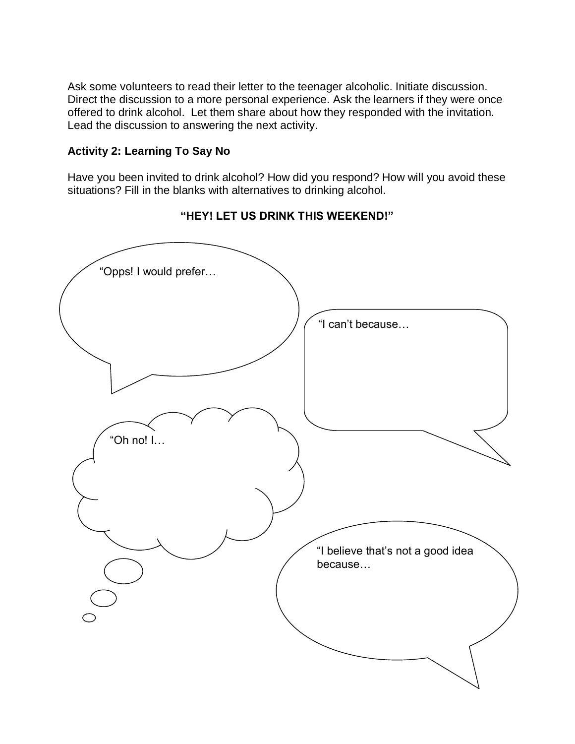Ask some volunteers to read their letter to the teenager alcoholic. Initiate discussion. Direct the discussion to a more personal experience. Ask the learners if they were once offered to drink alcohol. Let them share about how they responded with the invitation. Lead the discussion to answering the next activity.

**Activity 2: Learning To Say No**

Have you been invited to drink alcohol? How did you respond? How will you avoid these situations? Fill in the blanks with alternatives to drinking alcohol.

**"HEY! LET US DRINK THIS WEEKEND!"**

"Opps! I would prefer…

"I can't because…

"Oh no! I…

"I believe that's not a good idea because…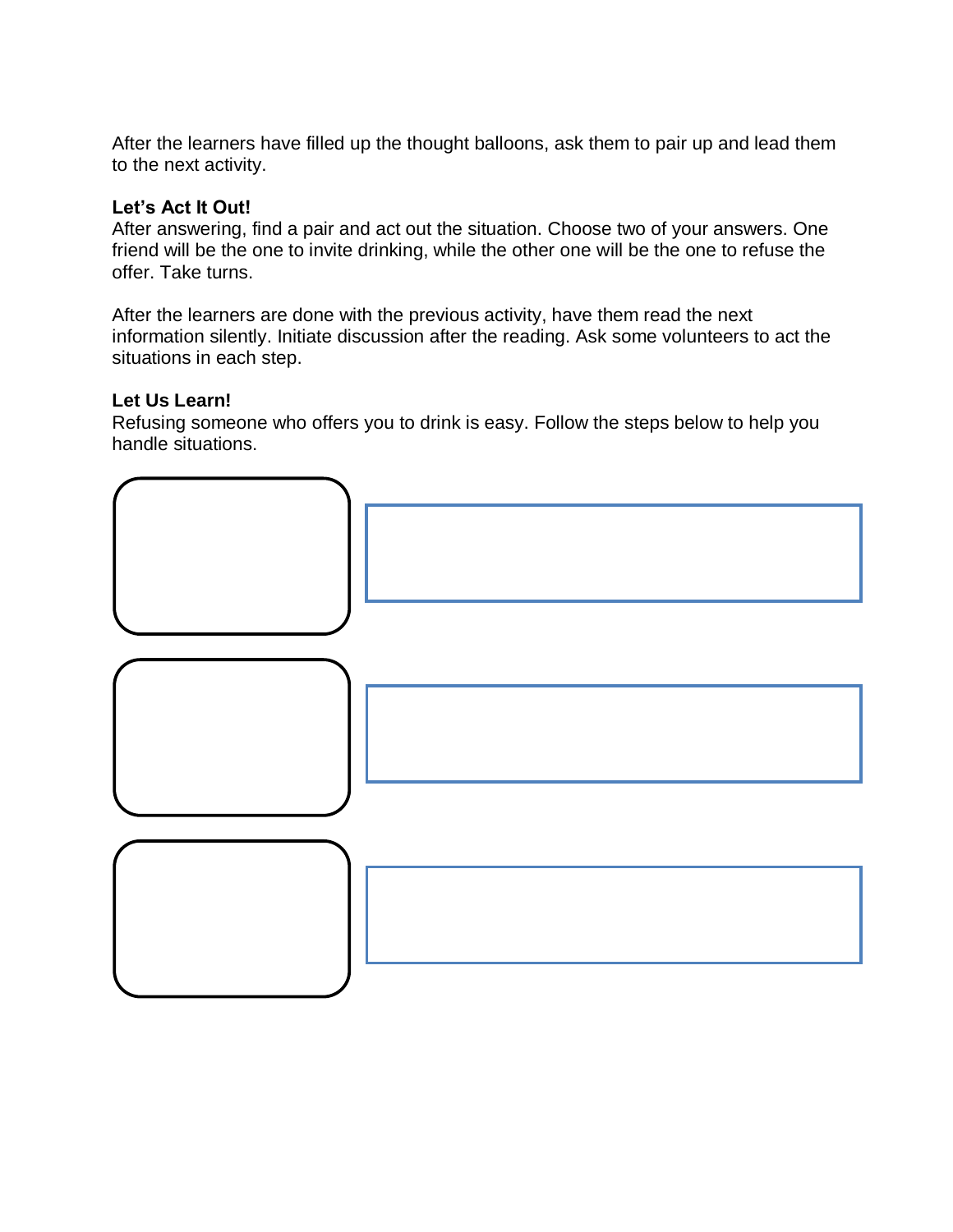After the learners have filled up the thought balloons, ask them to pair up and lead them to the next activity.

**Let's Act It Out!**
After answering, find a pair and act out the situation. Choose two of your answers. One friend will be the one to invite drinking, while the other one will be the one to refuse the offer. Take turns.

After the learners are done with the previous activity, have them read the next information silently. Initiate discussion after the reading. Ask some volunteers to act the situations in each step.

**Let Us Learn!**
Refusing someone who offers you to drink is easy. Follow the steps below to help you handle situations.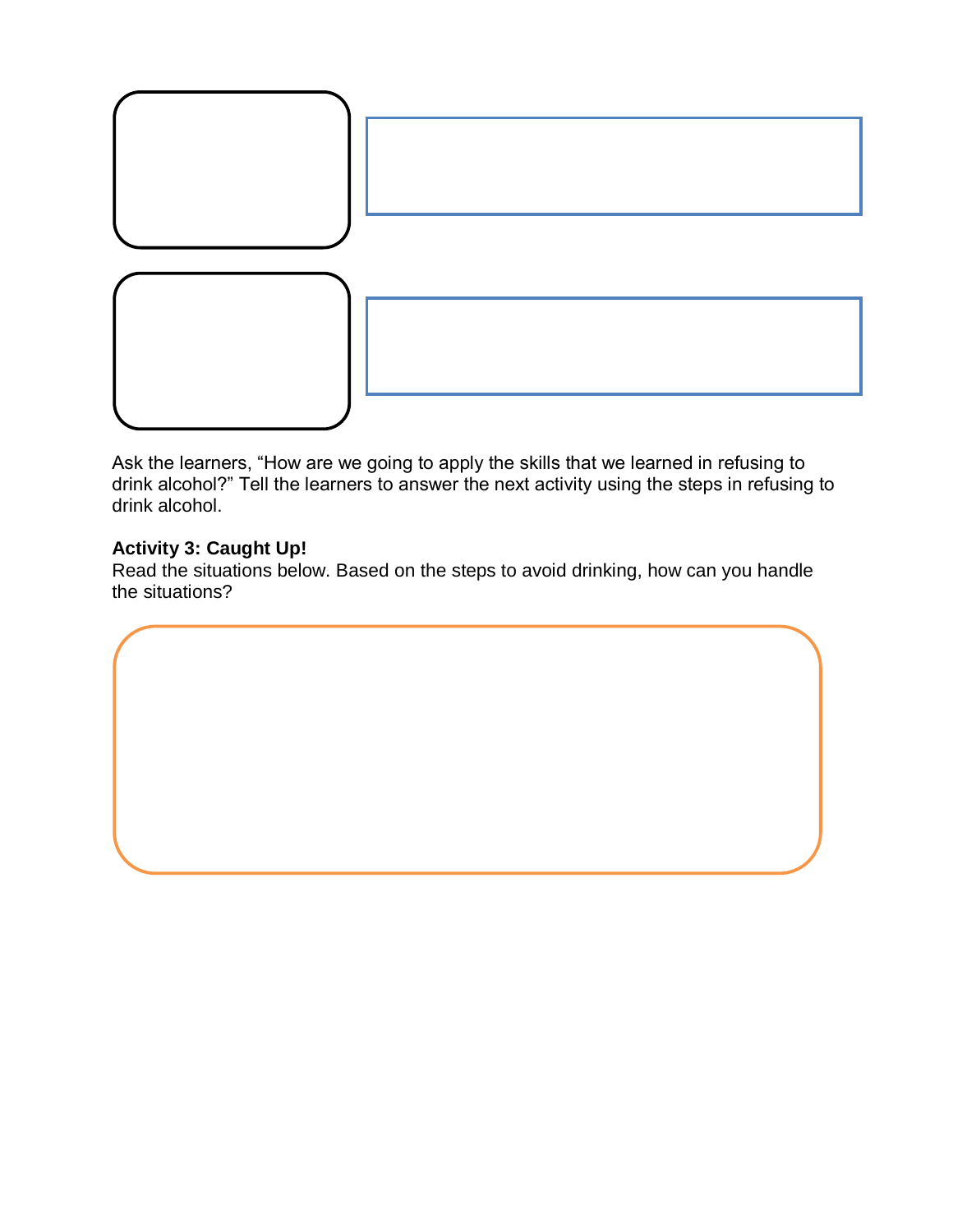Ask the learners, “How are we going to apply the skills that we learned in refusing to drink alcohol?” Tell the learners to answer the next activity using the steps in refusing to drink alcohol.

**Activity 3: Caught Up!**
Read the situations below. Based on the steps to avoid drinking, how can you handle the situations?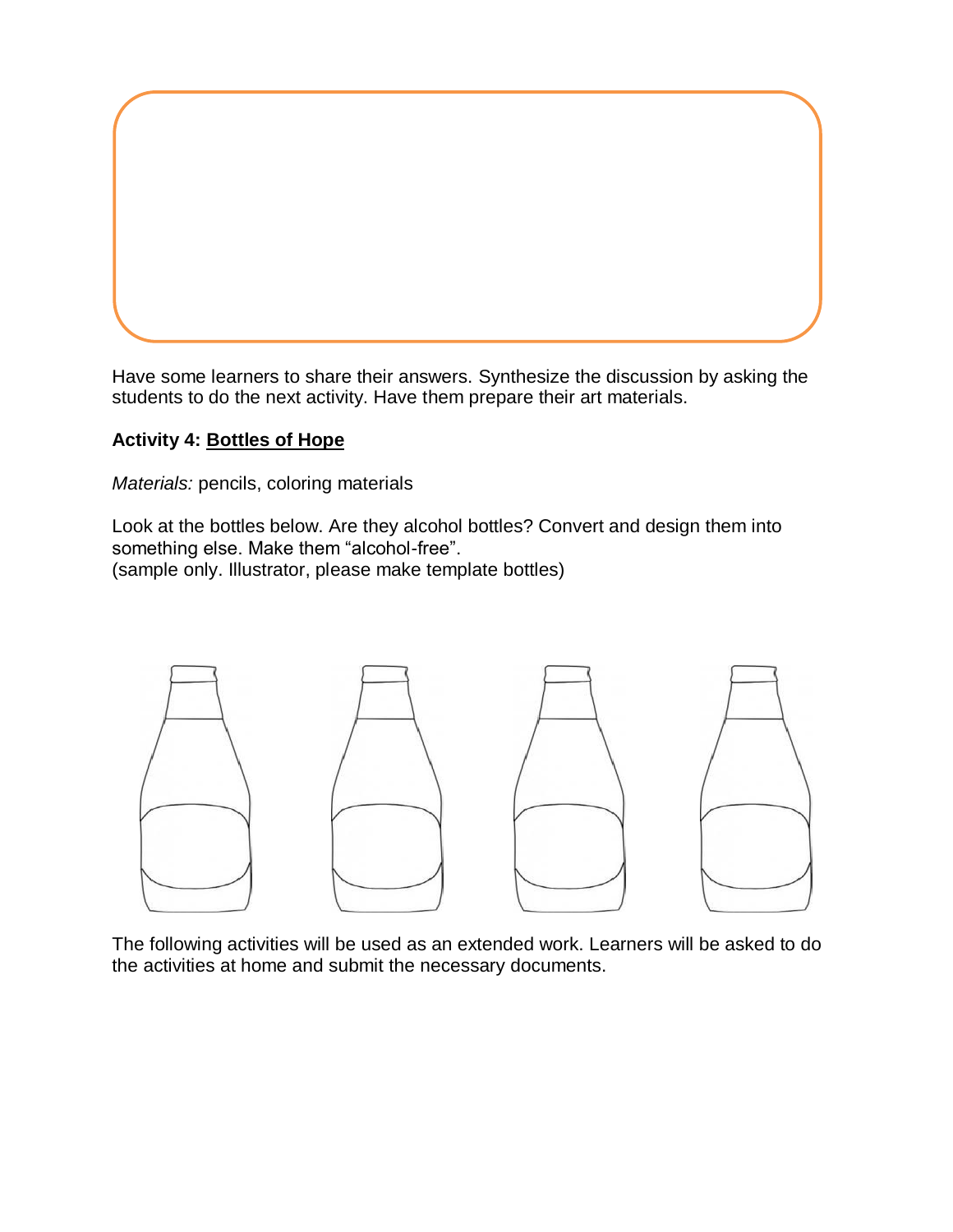Have some learners to share their answers. Synthesize the discussion by asking the students to do the next activity. Have them prepare their art materials.

**Activity 4: Bottles of Hope**

*Materials:* pencils, coloring materials

Look at the bottles below. Are they alcohol bottles? Convert and design them into something else. Make them “alcohol-free”.
(sample only. Illustrator, please make template bottles)

The following activities will be used as an extended work. Learners will be asked to do the activities at home and submit the necessary documents.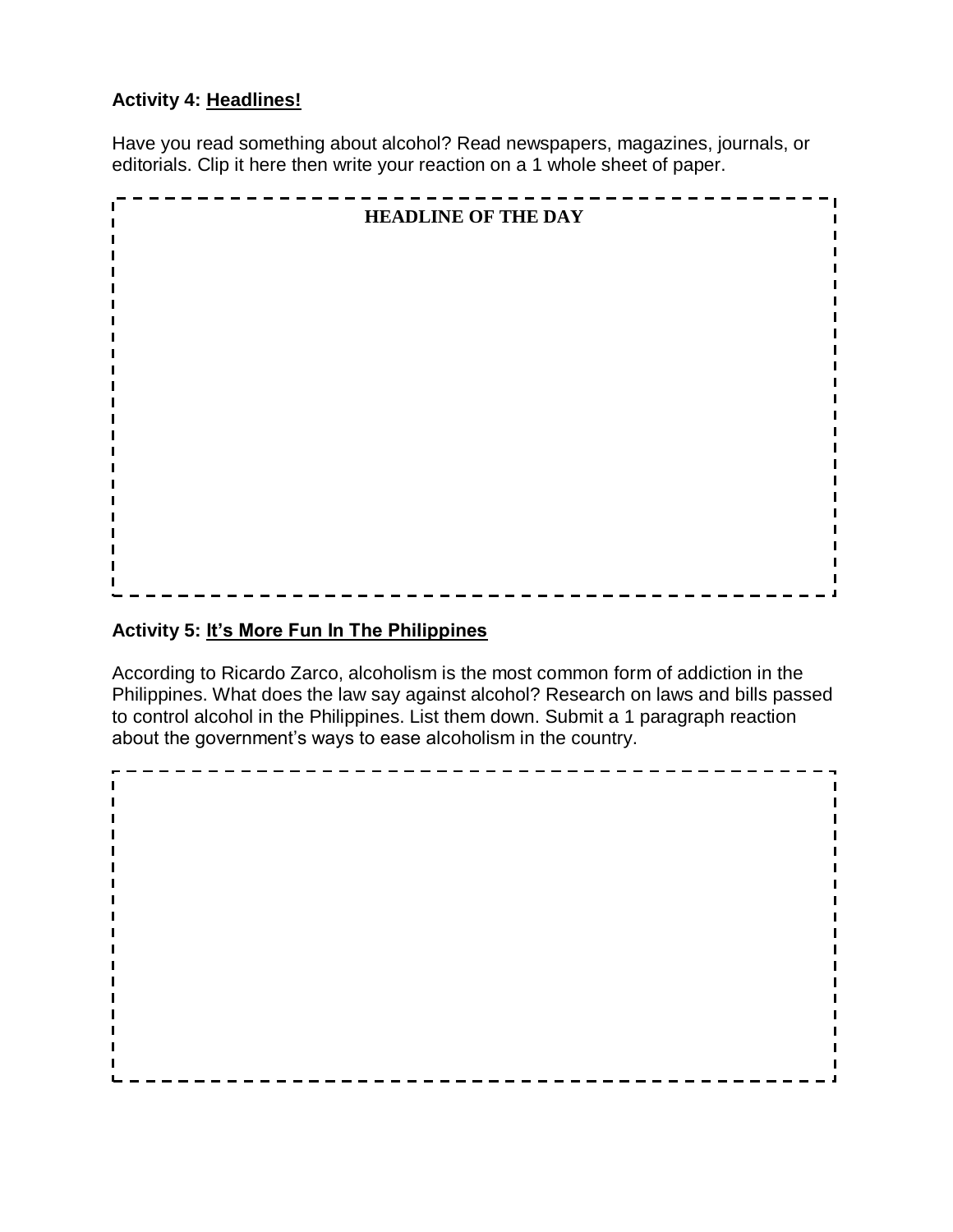**Activity 4: Headlines!**

Have you read something about alcohol? Read newspapers, magazines, journals, or editorials. Clip it here then write your reaction on a 1 whole sheet of paper.

**HEADLINE OF THE DAY**

**Activity 5: It's More Fun In The Philippines**

According to Ricardo Zarco, alcoholism is the most common form of addiction in the Philippines. What does the law say against alcohol? Research on laws and bills passed to control alcohol in the Philippines. List them down. Submit a 1 paragraph reaction about the government's ways to ease alcoholism in the country.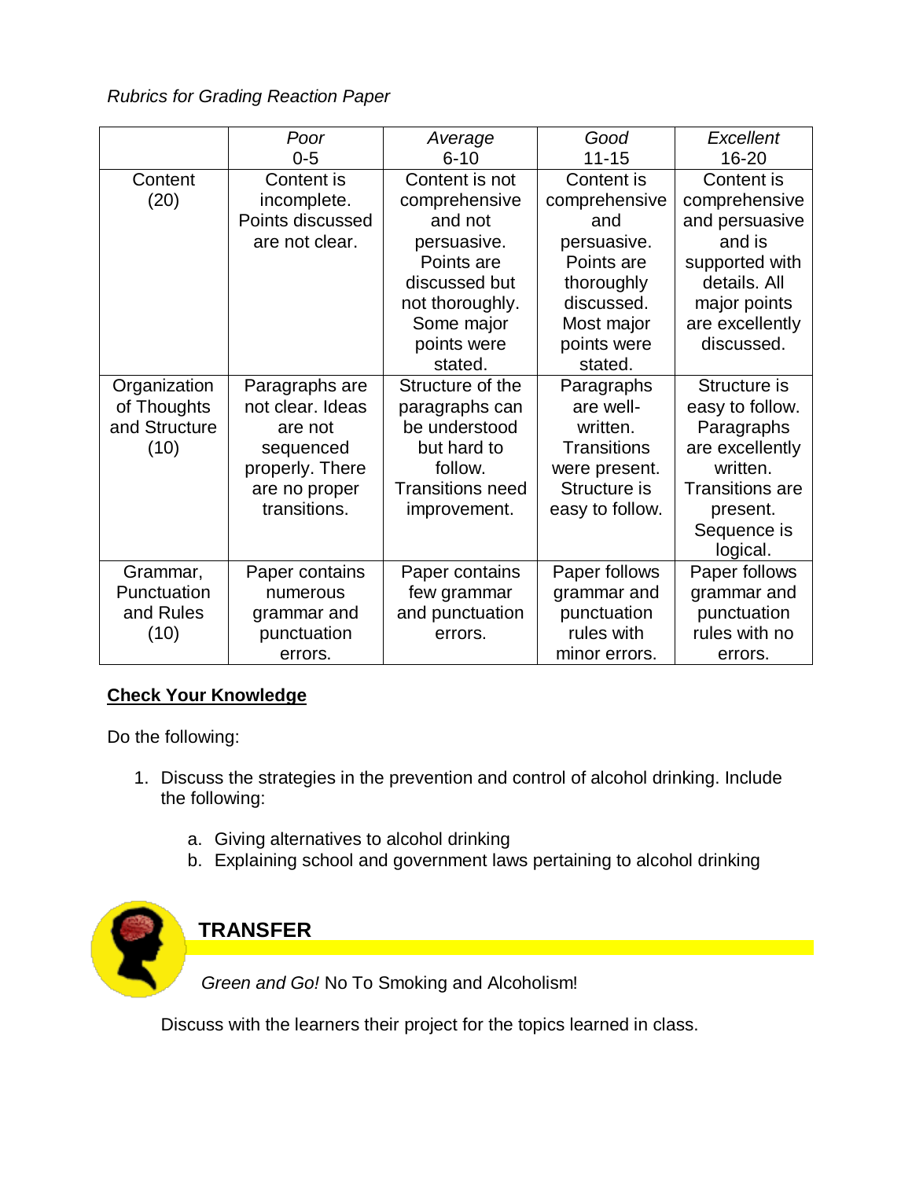*Rubrics for Grading Reaction Paper*

| | *Poor* 0-5 | *Average* 6-10 | *Good* 11-15 | *Excellent* 16-20 |
|---|---|---|---|---|
| Content (20) | Content is incomplete. Points discussed are not clear. | Content is not comprehensive and not persuasive. Points are discussed but not thoroughly. Some major points were stated. | Content is comprehensive and persuasive. Points are thoroughly discussed. Most major points were stated. | Content is comprehensive and persuasive and is supported with details. All major points are excellently discussed. |
| Organization of Thoughts and Structure (10) | Paragraphs are not clear. Ideas are not sequenced properly. There are no proper transitions. | Structure of the paragraphs can be understood but hard to follow. Transitions need improvement. | Paragraphs are well-written. Transitions were present. Structure is easy to follow. | Structure is easy to follow. Paragraphs are excellently written. Transitions are present. Sequence is logical. |
| Grammar, Punctuation and Rules (10) | Paper contains numerous grammar and punctuation errors. | Paper contains few grammar and punctuation errors. | Paper follows grammar and punctuation rules with minor errors. | Paper follows grammar and punctuation rules with no errors. |

**Check Your Knowledge**

Do the following:

1. Discuss the strategies in the prevention and control of alcohol drinking. Include the following:
   a. Giving alternatives to alcohol drinking
   b. Explaining school and government laws pertaining to alcohol drinking

## TRANSFER

*Green and Go!* No To Smoking and Alcoholism!

Discuss with the learners their project for the topics learned in class.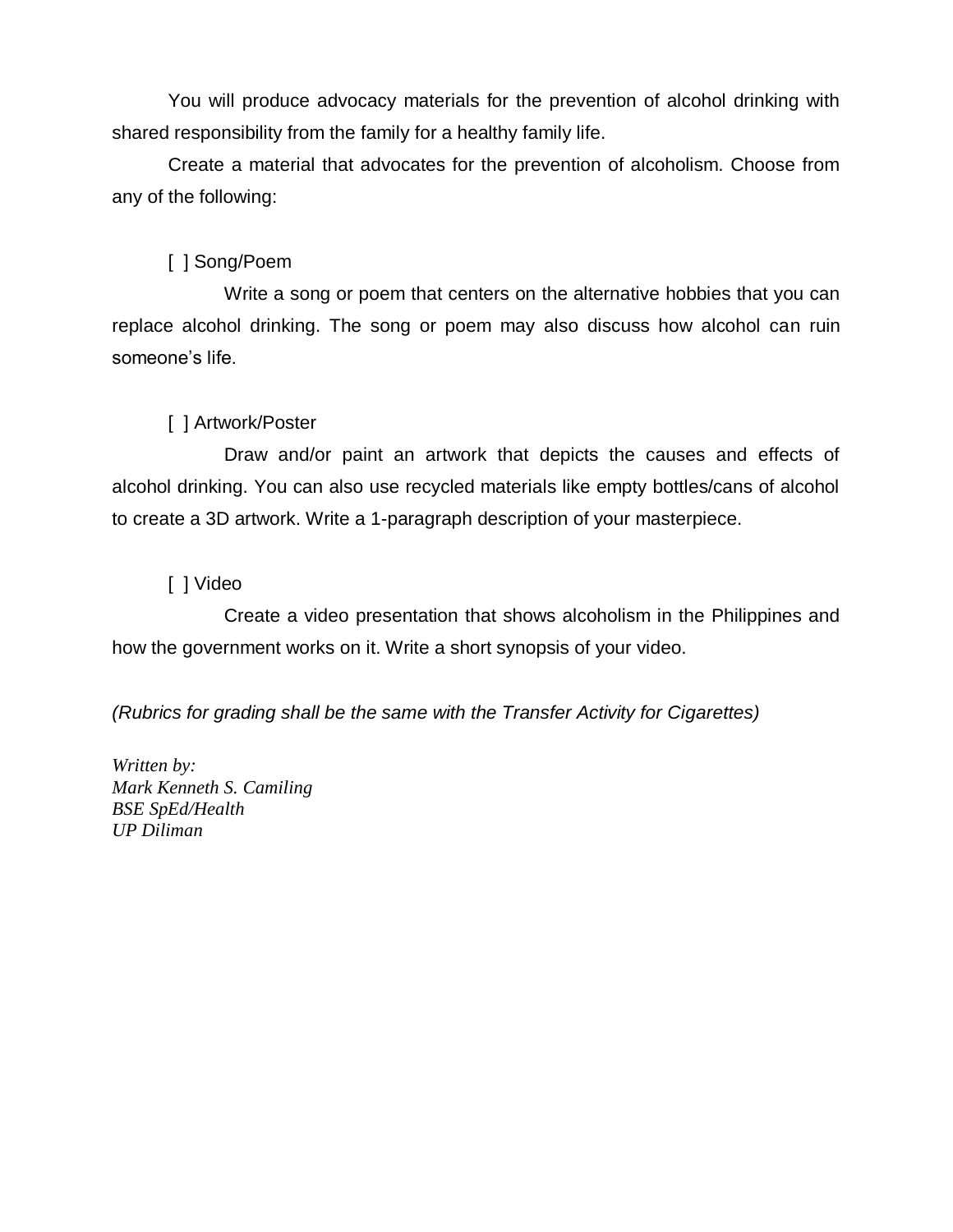You will produce advocacy materials for the prevention of alcohol drinking with shared responsibility from the family for a healthy family life.

Create a material that advocates for the prevention of alcoholism. Choose from any of the following:

[ ] Song/Poem

Write a song or poem that centers on the alternative hobbies that you can replace alcohol drinking. The song or poem may also discuss how alcohol can ruin someone's life.

[ ] Artwork/Poster

Draw and/or paint an artwork that depicts the causes and effects of alcohol drinking. You can also use recycled materials like empty bottles/cans of alcohol to create a 3D artwork. Write a 1-paragraph description of your masterpiece.

[ ] Video

Create a video presentation that shows alcoholism in the Philippines and how the government works on it. Write a short synopsis of your video.

*(Rubrics for grading shall be the same with the Transfer Activity for Cigarettes)*

*Written by:*
*Mark Kenneth S. Camiling*
*BSE SpEd/Health*
*UP Diliman*